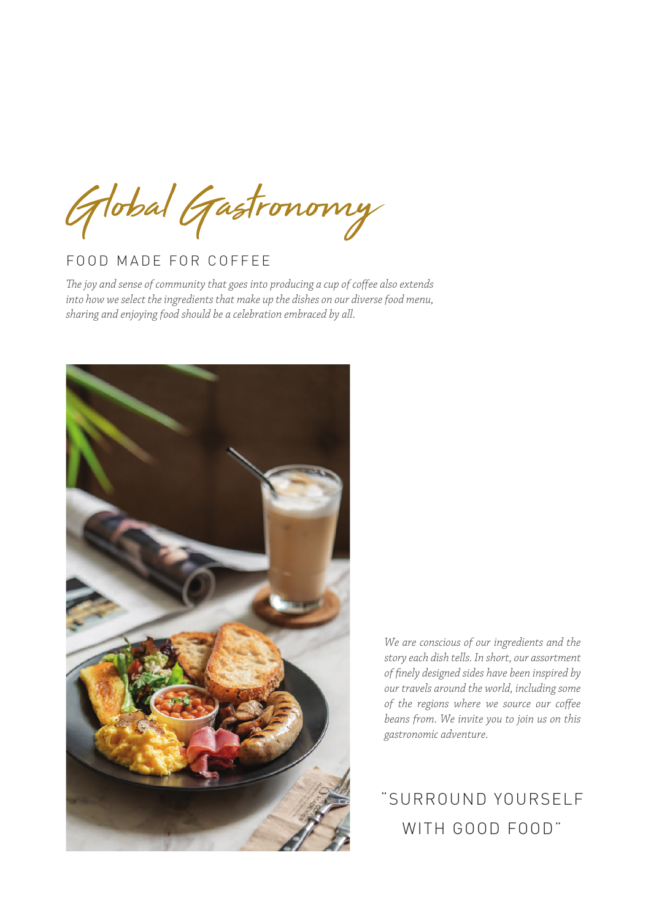# Global Gastronomy

## FOOD MADE FOR COFFEE

*The joy and sense of community that goes into producing a cup of coffee also extends into how we select the ingredients that make up the dishes on our diverse food menu, sharing and enjoying food should be a celebration embraced by all.*

*We are conscious of our ingredients and the story each dish tells. In short, our assortment of finely designed sides have been inspired by our travels around the world, including some of the regions where we source our coffee beans from. We invite you to join us on this gastronomic adventure.*

"SURROUND YOURSELF WITH GOOD FOOD"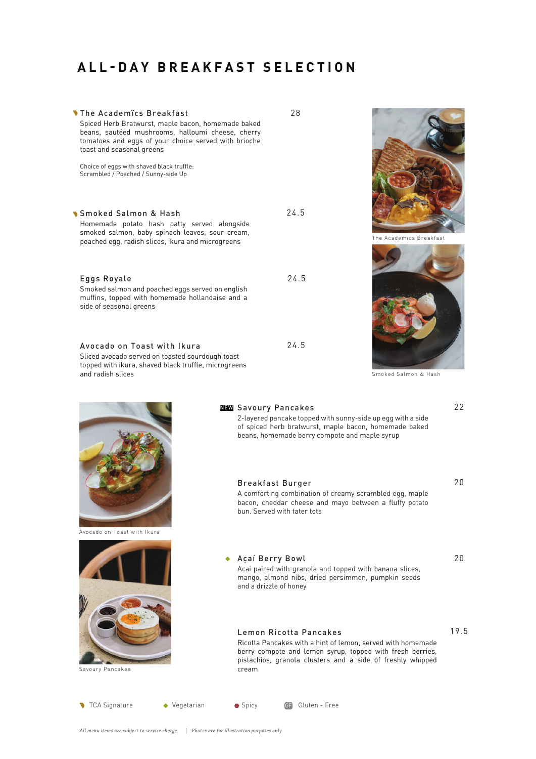# ALL-DAY BREAKFAST SELECTION

**The Academïcs Breakfast** — 28

Spiced Herb Bratwurst, maple bacon, homemade baked beans, sautéed mushrooms, halloumi cheese, cherry tomatoes and eggs of your choice served with brioche toast and seasonal greens

Choice of eggs with shaved black truffle:
Scrambled / Poached / Sunny-side Up

**Smoked Salmon & Hash** — 24.5

Homemade potato hash patty served alongside smoked salmon, baby spinach leaves, sour cream, poached egg, radish slices, ikura and microgreens

**Eggs Royale** — 24.5

Smoked salmon and poached eggs served on english muffins, topped with homemade hollandaise and a side of seasonal greens

**Avocado on Toast with Ikura** — 24.5

Sliced avocado served on toasted sourdough toast topped with ikura, shaved black truffle, microgreens and radish slices

The Academïcs Breakfast

Smoked Salmon & Hash

NEW **Savoury Pancakes** — 22

2-layered pancake topped with sunny-side up egg with a side of spiced herb bratwurst, maple bacon, homemade baked beans, homemade berry compote and maple syrup

**Breakfast Burger** — 20

A comforting combination of creamy scrambled egg, maple bacon, cheddar cheese and mayo between a fluffy potato bun. Served with tater tots

◆ **Açaí Berry Bowl** — 20

Acai paired with granola and topped with banana slices, mango, almond nibs, dried persimmon, pumpkin seeds and a drizzle of honey

**Lemon Ricotta Pancakes** — 19.5

Ricotta Pancakes with a hint of lemon, served with homemade berry compote and lemon syrup, topped with fresh berries, pistachios, granola clusters and a side of freshly whipped cream

Avocado on Toast with Ikura

Savoury Pancakes

TCA Signature | ◆ Vegetarian | ● Spicy | GF Gluten - Free

*All menu items are subject to service charge | Photos are for illustration purposes only*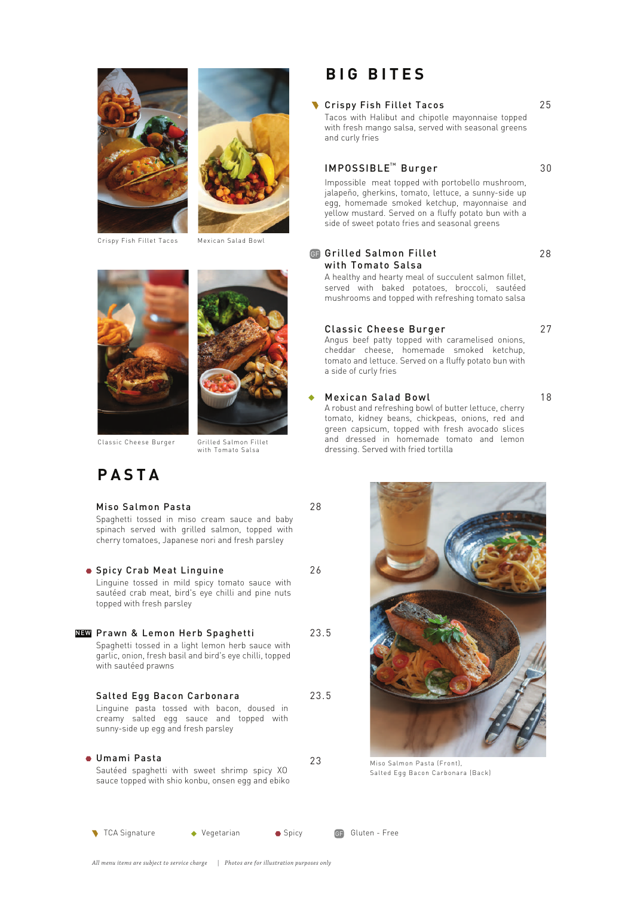Crispy Fish Fillet Tacos

Mexican Salad Bowl

Classic Cheese Burger

Grilled Salmon Fillet with Tomato Salsa

## BIG BITES

**Crispy Fish Fillet Tacos** (TCA Signature) — 25
Tacos with Halibut and chipotle mayonnaise topped with fresh mango salsa, served with seasonal greens and curly fries

**IMPOSSIBLE™ Burger** — 30
Impossible meat topped with portobello mushroom, jalapeño, gherkins, tomato, lettuce, a sunny-side up egg, homemade smoked ketchup, mayonnaise and yellow mustard. Served on a fluffy potato bun with a side of sweet potato fries and seasonal greens

**Grilled Salmon Fillet with Tomato Salsa** (GF) — 28
A healthy and hearty meal of succulent salmon fillet, served with baked potatoes, broccoli, sautéed mushrooms and topped with refreshing tomato salsa

**Classic Cheese Burger** — 27
Angus beef patty topped with caramelised onions, cheddar cheese, homemade smoked ketchup, tomato and lettuce. Served on a fluffy potato bun with a side of curly fries

**Mexican Salad Bowl** (Vegetarian) — 18
A robust and refreshing bowl of butter lettuce, cherry tomato, kidney beans, chickpeas, onions, red and green capsicum, topped with fresh avocado slices and dressed in homemade tomato and lemon dressing. Served with fried tortilla

## PASTA

**Miso Salmon Pasta** — 28
Spaghetti tossed in miso cream sauce and baby spinach served with grilled salmon, topped with cherry tomatoes, Japanese nori and fresh parsley

**Spicy Crab Meat Linguine** (Spicy) — 26
Linguine tossed in mild spicy tomato sauce with sautéed crab meat, bird's eye chilli and pine nuts topped with fresh parsley

**NEW Prawn & Lemon Herb Spaghetti** — 23.5
Spaghetti tossed in a light lemon herb sauce with garlic, onion, fresh basil and bird's eye chilli, topped with sautéed prawns

**Salted Egg Bacon Carbonara** — 23.5
Linguine pasta tossed with bacon, doused in creamy salted egg sauce and topped with sunny-side up egg and fresh parsley

**Umami Pasta** (Spicy) — 23
Sautéed spaghetti with sweet shrimp spicy XO sauce topped with shio konbu, onsen egg and ebiko

Miso Salmon Pasta (Front), Salted Egg Bacon Carbonara (Back)

TCA Signature | Vegetarian | Spicy | GF Gluten - Free

*All menu items are subject to service charge | Photos are for illustration purposes only*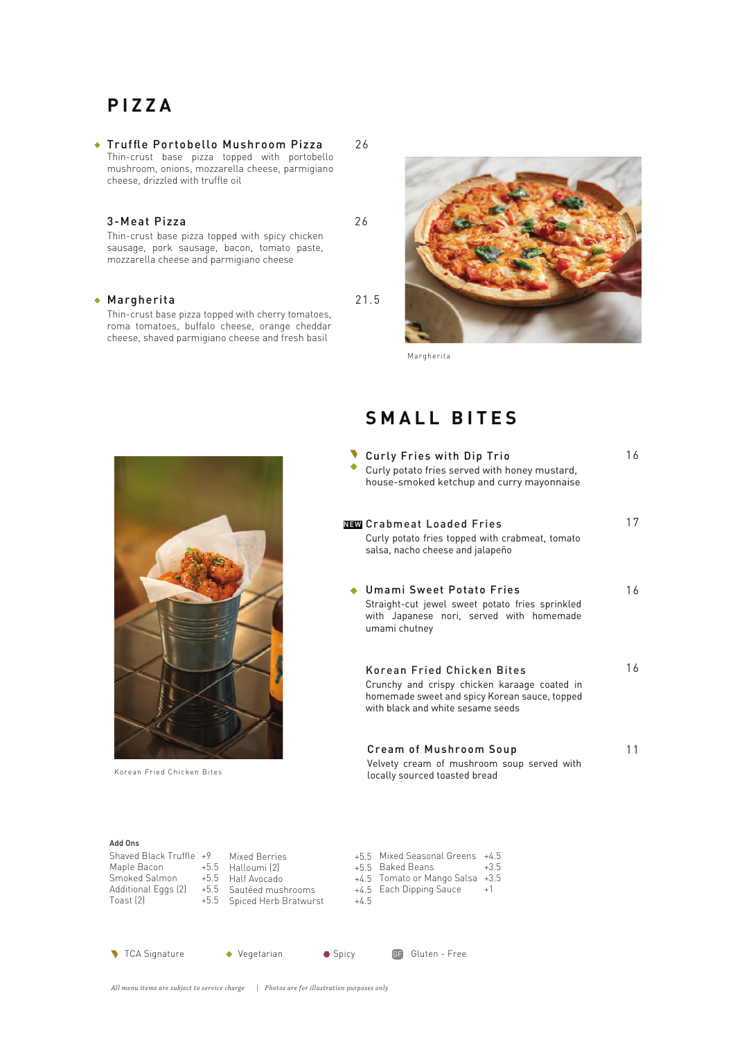# PIZZA

◆ **Truffle Portobello Mushroom Pizza** 26
Thin-crust base pizza topped with portobello mushroom, onions, mozzarella cheese, parmigiano cheese, drizzled with truffle oil

**3-Meat Pizza** 26
Thin-crust base pizza topped with spicy chicken sausage, pork sausage, bacon, tomato paste, mozzarella cheese and parmigiano cheese

◆ **Margherita** 21.5
Thin-crust base pizza topped with cherry tomatoes, roma tomatoes, buffalo cheese, orange cheddar cheese, shaved parmigiano cheese and fresh basil

Margherita

# SMALL BITES

◆ **Curly Fries with Dip Trio** 16
Curly potato fries served with honey mustard, house-smoked ketchup and curry mayonnaise

NEW **Crabmeat Loaded Fries** 17
Curly potato fries topped with crabmeat, tomato salsa, nacho cheese and jalapeño

◆ **Umami Sweet Potato Fries** 16
Straight-cut jewel sweet potato fries sprinkled with Japanese nori, served with homemade umami chutney

**Korean Fried Chicken Bites** 16
Crunchy and crispy chicken karaage coated in homemade sweet and spicy Korean sauce, topped with black and white sesame seeds

**Cream of Mushroom Soup** 11
Velvety cream of mushroom soup served with locally sourced toasted bread

Korean Fried Chicken Bites

**Add Ons**

| | | | | | |
|---|---|---|---|---|---|
| Shaved Black Truffle | +9 | Mixed Berries | +5.5 | Mixed Seasonal Greens | +4.5 |
| Maple Bacon | +5.5 | Halloumi (2) | +5.5 | Baked Beans | +3.5 |
| Smoked Salmon | +5.5 | Half Avocado | +4.5 | Tomato or Mango Salsa | +3.5 |
| Additional Eggs (2) | +5.5 | Sautéed mushrooms | +4.5 | Each Dipping Sauce | +1 |
| Toast (2) | +5.5 | Spiced Herb Bratwurst | +4.5 | | |

TCA Signature | ◆ Vegetarian | ● Spicy | GF Gluten - Free

*All menu items are subject to service charge* | *Photos are for illustration purposes only*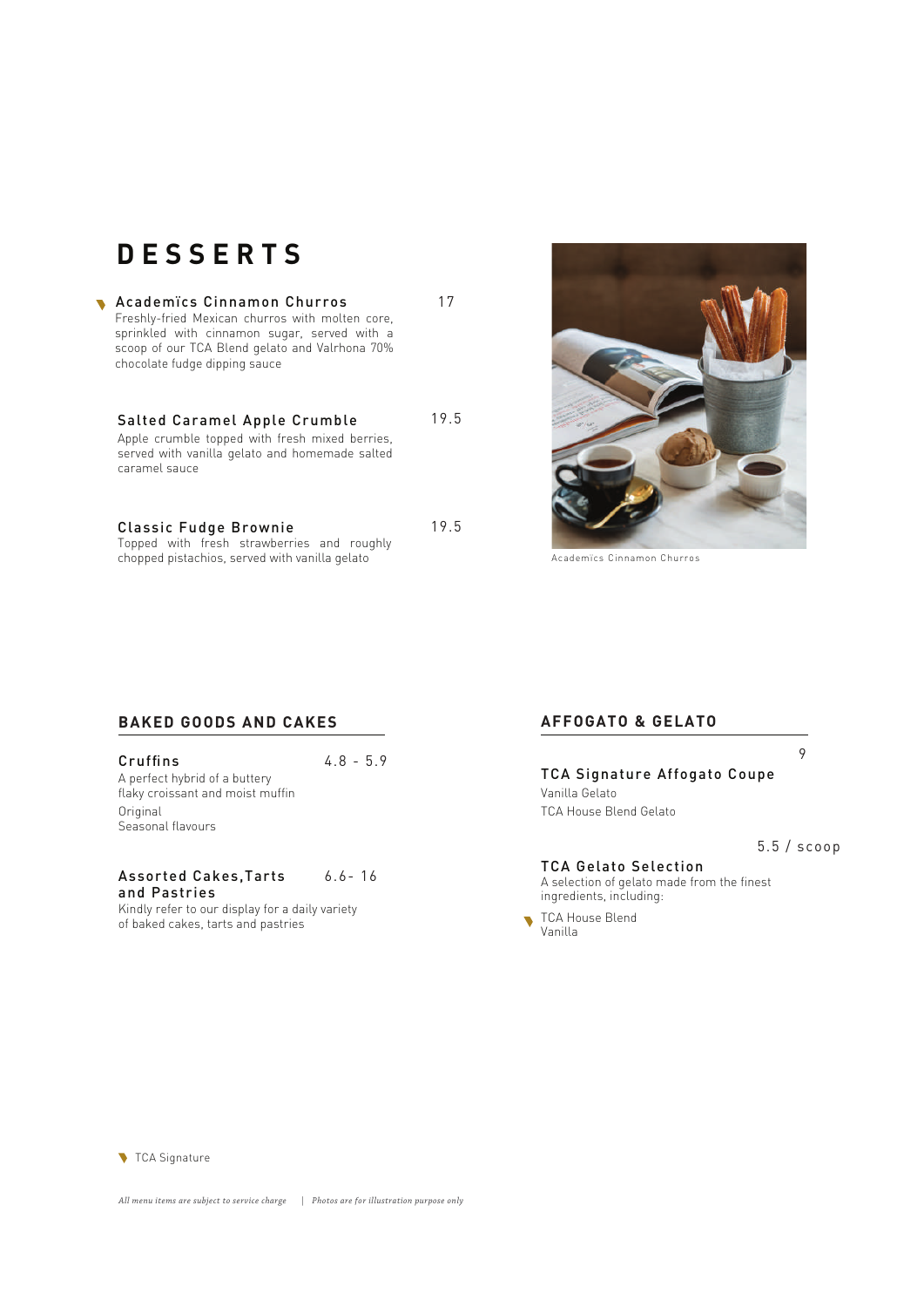# DESSERTS

**Academïcs Cinnamon Churros** ◆ 17
Freshly-fried Mexican churros with molten core, sprinkled with cinnamon sugar, served with a scoop of our TCA Blend gelato and Valrhona 70% chocolate fudge dipping sauce

**Salted Caramel Apple Crumble** 19.5
Apple crumble topped with fresh mixed berries, served with vanilla gelato and homemade salted caramel sauce

**Classic Fudge Brownie** 19.5
Topped with fresh strawberries and roughly chopped pistachios, served with vanilla gelato

Academïcs Cinnamon Churros

## BAKED GOODS AND CAKES

**Cruffins** 4.8 - 5.9
A perfect hybrid of a buttery flaky croissant and moist muffin
Original
Seasonal flavours

**Assorted Cakes,Tarts and Pastries** 6.6- 16
Kindly refer to our display for a daily variety of baked cakes, tarts and pastries

## AFFOGATO & GELATO

**TCA Signature Affogato Coupe** 9
Vanilla Gelato
TCA House Blend Gelato

**TCA Gelato Selection** 5.5 / scoop
A selection of gelato made from the finest ingredients, including:
◆ TCA House Blend
Vanilla

◆ TCA Signature

*All menu items are subject to service charge* | *Photos are for illustration purpose only*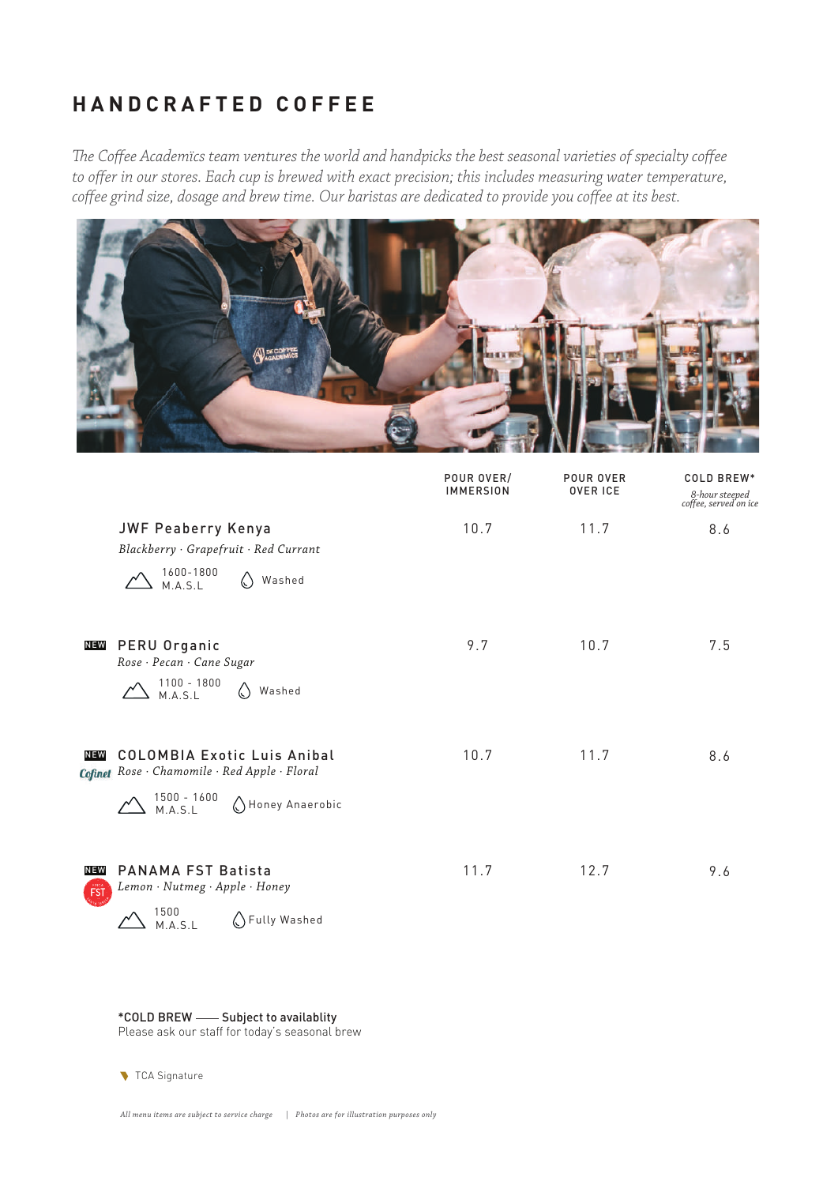# HANDCRAFTED COFFEE

*The Coffee Academïcs team ventures the world and handpicks the best seasonal varieties of specialty coffee to offer in our stores. Each cup is brewed with exact precision; this includes measuring water temperature, coffee grind size, dosage and brew time. Our baristas are dedicated to provide you coffee at its best.*

| | POUR OVER/ IMMERSION | POUR OVER OVER ICE | COLD BREW* *8-hour steeped coffee, served on ice* |
|---|---|---|---|
| **JWF Peaberry Kenya**<br>*Blackberry · Grapefruit · Red Currant*<br>1600-1800 M.A.S.L · Washed | 10.7 | 11.7 | 8.6 |
| NEW **PERU Organic**<br>*Rose · Pecan · Cane Sugar*<br>1100 - 1800 M.A.S.L · Washed | 9.7 | 10.7 | 7.5 |
| NEW Cofinet **COLOMBIA Exotic Luis Anibal**<br>*Rose · Chamomile · Red Apple · Floral*<br>1500 - 1600 M.A.S.L · Honey Anaerobic | 10.7 | 11.7 | 8.6 |
| NEW FST **PANAMA FST Batista**<br>*Lemon · Nutmeg · Apple · Honey*<br>1500 M.A.S.L · Fully Washed | 11.7 | 12.7 | 9.6 |

*COLD BREW —— Subject to availablity
Please ask our staff for today's seasonal brew

TCA Signature

*All menu items are subject to service charge* | *Photos are for illustration purposes only*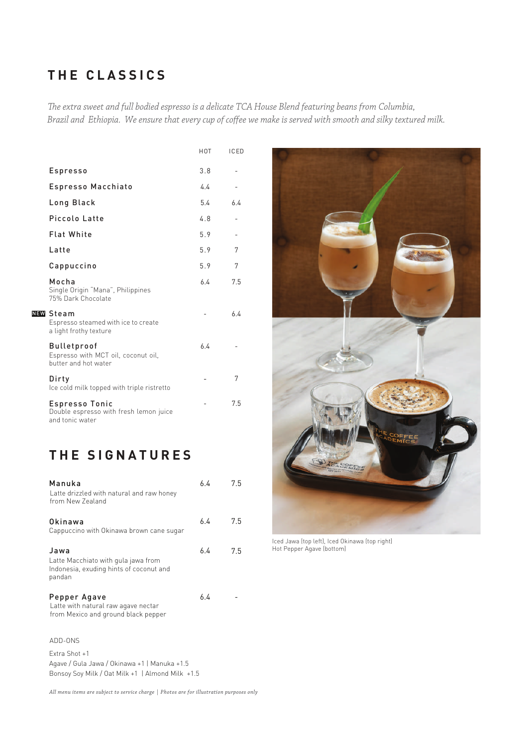# THE CLASSICS

*The extra sweet and full bodied espresso is a delicate TCA House Blend featuring beans from Columbia, Brazil and Ethiopia. We ensure that every cup of coffee we make is served with smooth and silky textured milk.*

| | HOT | ICED |
|---|---|---|
| Espresso | 3.8 | - |
| Espresso Macchiato | 4.4 | - |
| Long Black | 5.4 | 6.4 |
| Piccolo Latte | 4.8 | - |
| Flat White | 5.9 | - |
| Latte | 5.9 | 7 |
| Cappuccino | 5.9 | 7 |
| Mocha<br>Single Origin "Mana", Philippines<br>75% Dark Chocolate | 6.4 | 7.5 |
| NEW Steam<br>Espresso steamed with ice to create a light frothy texture | - | 6.4 |
| Bulletproof<br>Espresso with MCT oil, coconut oil, butter and hot water | 6.4 | - |
| Dirty<br>Ice cold milk topped with triple ristretto | - | 7 |
| Espresso Tonic<br>Double espresso with fresh lemon juice and tonic water | - | 7.5 |

# THE SIGNATURES

| | HOT | ICED |
|---|---|---|
| Manuka<br>Latte drizzled with natural and raw honey from New Zealand | 6.4 | 7.5 |
| Okinawa<br>Cappuccino with Okinawa brown cane sugar | 6.4 | 7.5 |
| Jawa<br>Latte Macchiato with gula jawa from Indonesia, exuding hints of coconut and pandan | 6.4 | 7.5 |
| Pepper Agave<br>Latte with natural raw agave nectar from Mexico and ground black pepper | 6.4 | - |

ADD-ONS

Extra Shot +1
Agave / Gula Jawa / Okinawa +1 | Manuka +1.5
Bonsoy Soy Milk / Oat Milk +1 | Almond Milk +1.5

Iced Jawa (top left), Iced Okinawa (top right)
Hot Pepper Agave (bottom)

*All menu items are subject to service charge | Photos are for illustration purposes only*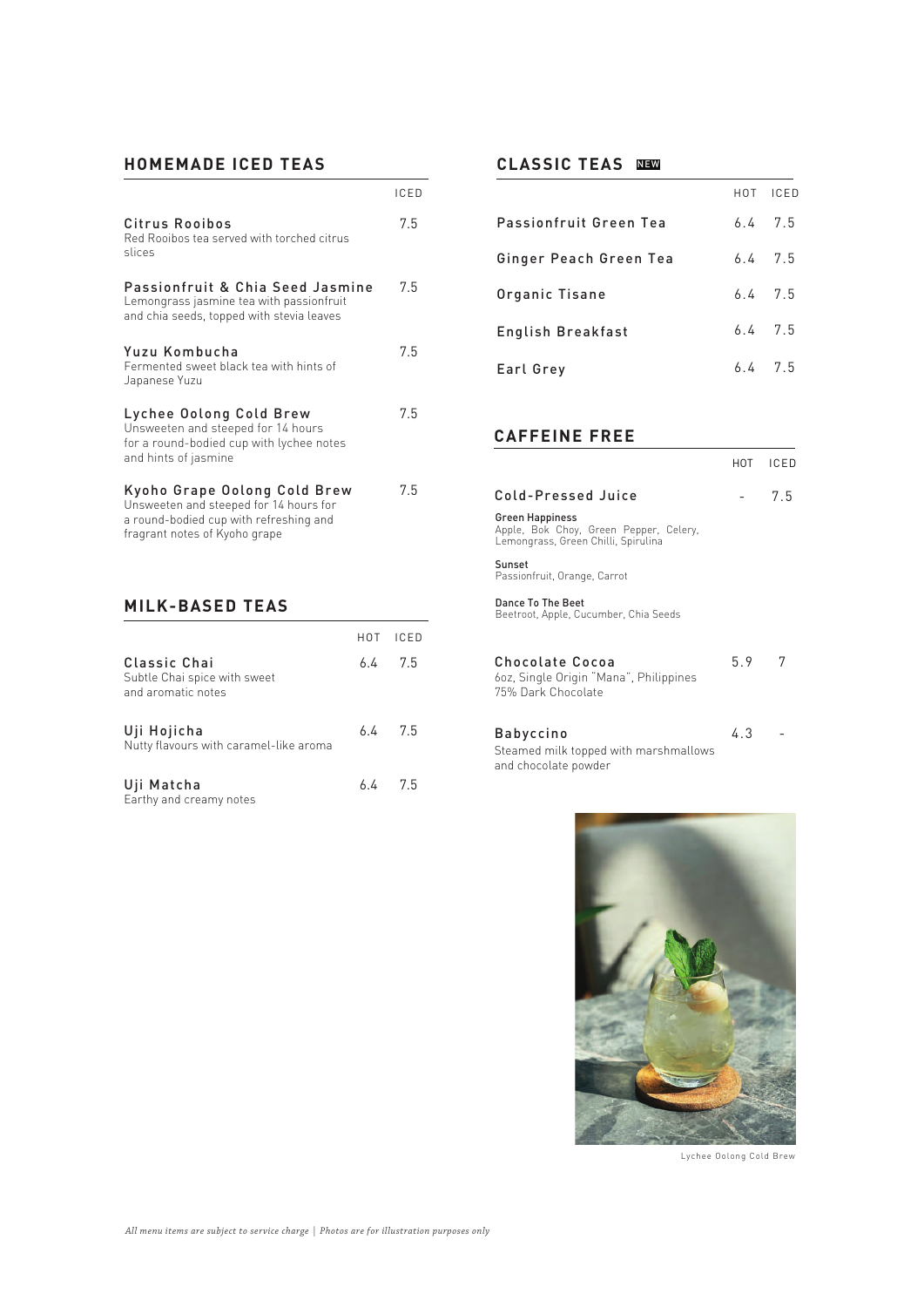## HOMEMADE ICED TEAS

| | ICED |
|---|---|
| **Citrus Rooibos**<br>Red Rooibos tea served with torched citrus slices | 7.5 |
| **Passionfruit & Chia Seed Jasmine**<br>Lemongrass jasmine tea with passionfruit and chia seeds, topped with stevia leaves | 7.5 |
| **Yuzu Kombucha**<br>Fermented sweet black tea with hints of Japanese Yuzu | 7.5 |
| **Lychee Oolong Cold Brew**<br>Unsweeten and steeped for 14 hours for a round-bodied cup with lychee notes and hints of jasmine | 7.5 |
| **Kyoho Grape Oolong Cold Brew**<br>Unsweeten and steeped for 14 hours for a round-bodied cup with refreshing and fragrant notes of Kyoho grape | 7.5 |

## MILK-BASED TEAS

| | HOT | ICED |
|---|---|---|
| **Classic Chai**<br>Subtle Chai spice with sweet and aromatic notes | 6.4 | 7.5 |
| **Uji Hojicha**<br>Nutty flavours with caramel-like aroma | 6.4 | 7.5 |
| **Uji Matcha**<br>Earthy and creamy notes | 6.4 | 7.5 |

## CLASSIC TEAS NEW

| | HOT | ICED |
|---|---|---|
| Passionfruit Green Tea | 6.4 | 7.5 |
| Ginger Peach Green Tea | 6.4 | 7.5 |
| Organic Tisane | 6.4 | 7.5 |
| English Breakfast | 6.4 | 7.5 |
| Earl Grey | 6.4 | 7.5 |

## CAFFEINE FREE

| | HOT | ICED |
|---|---|---|
| **Cold-Pressed Juice**<br>**Green Happiness**<br>Apple, Bok Choy, Green Pepper, Celery, Lemongrass, Green Chilli, Spirulina<br>**Sunset**<br>Passionfruit, Orange, Carrot<br>**Dance To The Beet**<br>Beetroot, Apple, Cucumber, Chia Seeds | - | 7.5 |
| **Chocolate Cocoa**<br>6oz, Single Origin "Mana", Philippines 75% Dark Chocolate | 5.9 | 7 |
| **Babyccino**<br>Steamed milk topped with marshmallows and chocolate powder | 4.3 | - |

Lychee Oolong Cold Brew

*All menu items are subject to service charge | Photos are for illustration purposes only*